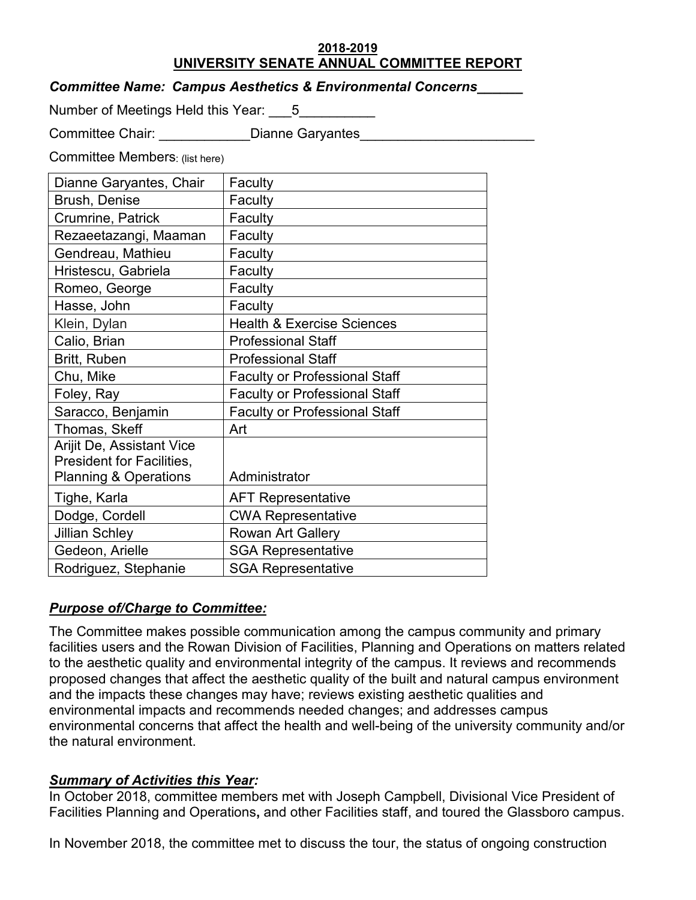**2018-2019**
**UNIVERSITY SENATE ANNUAL COMMITTEE REPORT**

***Committee Name: Campus Aesthetics & Environmental Concerns______***

Number of Meetings Held this Year: ___5__________

Committee Chair: ____________Dianne Garyantes________________________

Committee Members: (list here)

| | |
|---|---|
| Dianne Garyantes, Chair | Faculty |
| Brush, Denise | Faculty |
| Crumrine, Patrick | Faculty |
| Rezaeetazangi, Maaman | Faculty |
| Gendreau, Mathieu | Faculty |
| Hristescu, Gabriela | Faculty |
| Romeo, George | Faculty |
| Hasse, John | Faculty |
| Klein, Dylan | Health & Exercise Sciences |
| Calio, Brian | Professional Staff |
| Britt, Ruben | Professional Staff |
| Chu, Mike | Faculty or Professional Staff |
| Foley, Ray | Faculty or Professional Staff |
| Saracco, Benjamin | Faculty or Professional Staff |
| Thomas, Skeff | Art |
| Arijit De, Assistant Vice President for Facilities, Planning & Operations | Administrator |
| Tighe, Karla | AFT Representative |
| Dodge, Cordell | CWA Representative |
| Jillian Schley | Rowan Art Gallery |
| Gedeon, Arielle | SGA Representative |
| Rodriguez, Stephanie | SGA Representative |

***Purpose of/Charge to Committee:***

The Committee makes possible communication among the campus community and primary facilities users and the Rowan Division of Facilities, Planning and Operations on matters related to the aesthetic quality and environmental integrity of the campus. It reviews and recommends proposed changes that affect the aesthetic quality of the built and natural campus environment and the impacts these changes may have; reviews existing aesthetic qualities and environmental impacts and recommends needed changes; and addresses campus environmental concerns that affect the health and well-being of the university community and/or the natural environment.

***Summary of Activities this Year:***

In October 2018, committee members met with Joseph Campbell, Divisional Vice President of Facilities Planning and Operations, and other Facilities staff, and toured the Glassboro campus.

In November 2018, the committee met to discuss the tour, the status of ongoing construction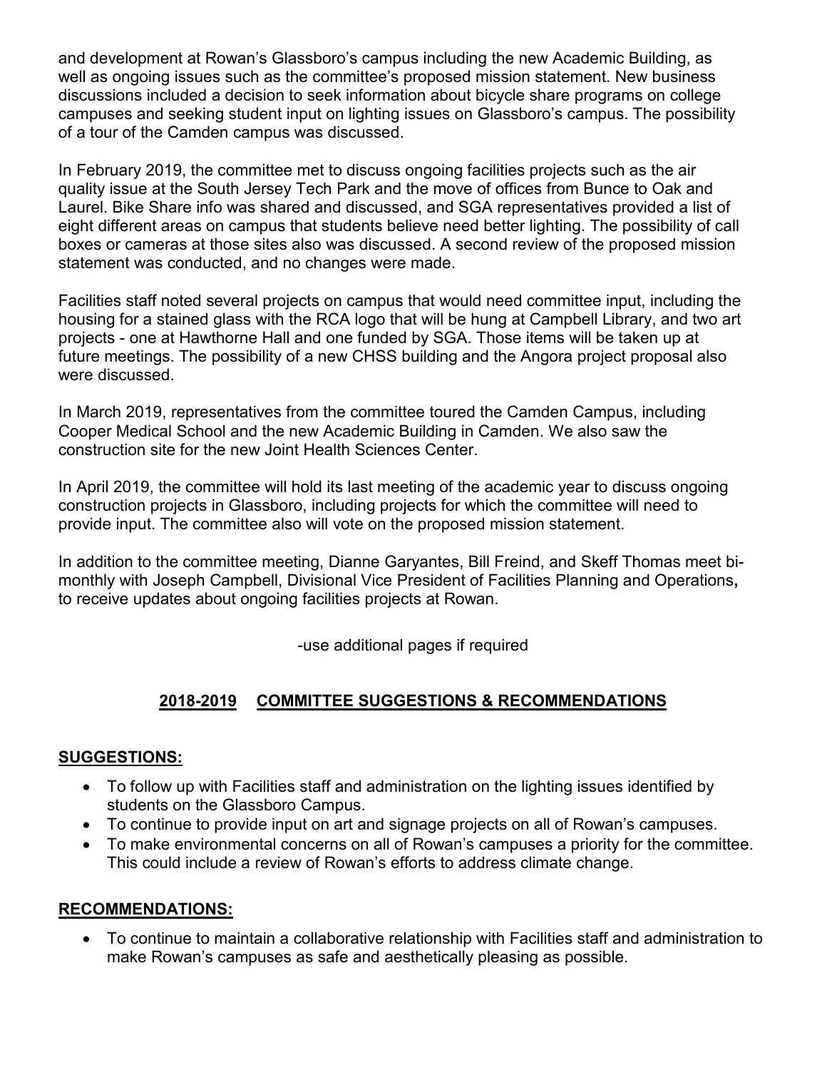and development at Rowan's Glassboro's campus including the new Academic Building, as well as ongoing issues such as the committee's proposed mission statement. New business discussions included a decision to seek information about bicycle share programs on college campuses and seeking student input on lighting issues on Glassboro's campus. The possibility of a tour of the Camden campus was discussed.

In February 2019, the committee met to discuss ongoing facilities projects such as the air quality issue at the South Jersey Tech Park and the move of offices from Bunce to Oak and Laurel. Bike Share info was shared and discussed, and SGA representatives provided a list of eight different areas on campus that students believe need better lighting. The possibility of call boxes or cameras at those sites also was discussed. A second review of the proposed mission statement was conducted, and no changes were made.

Facilities staff noted several projects on campus that would need committee input, including the housing for a stained glass with the RCA logo that will be hung at Campbell Library, and two art projects - one at Hawthorne Hall and one funded by SGA. Those items will be taken up at future meetings. The possibility of a new CHSS building and the Angora project proposal also were discussed.

In March 2019, representatives from the committee toured the Camden Campus, including Cooper Medical School and the new Academic Building in Camden. We also saw the construction site for the new Joint Health Sciences Center.

In April 2019, the committee will hold its last meeting of the academic year to discuss ongoing construction projects in Glassboro, including projects for which the committee will need to provide input. The committee also will vote on the proposed mission statement.

In addition to the committee meeting, Dianne Garyantes, Bill Freind, and Skeff Thomas meet bi-monthly with Joseph Campbell, Divisional Vice President of Facilities Planning and Operations**,** to receive updates about ongoing facilities projects at Rowan.

-use additional pages if required

## **2018-2019 COMMITTEE SUGGESTIONS & RECOMMENDATIONS**

### **SUGGESTIONS:**

- To follow up with Facilities staff and administration on the lighting issues identified by students on the Glassboro Campus.
- To continue to provide input on art and signage projects on all of Rowan's campuses.
- To make environmental concerns on all of Rowan's campuses a priority for the committee. This could include a review of Rowan's efforts to address climate change.

### **RECOMMENDATIONS:**

- To continue to maintain a collaborative relationship with Facilities staff and administration to make Rowan's campuses as safe and aesthetically pleasing as possible.